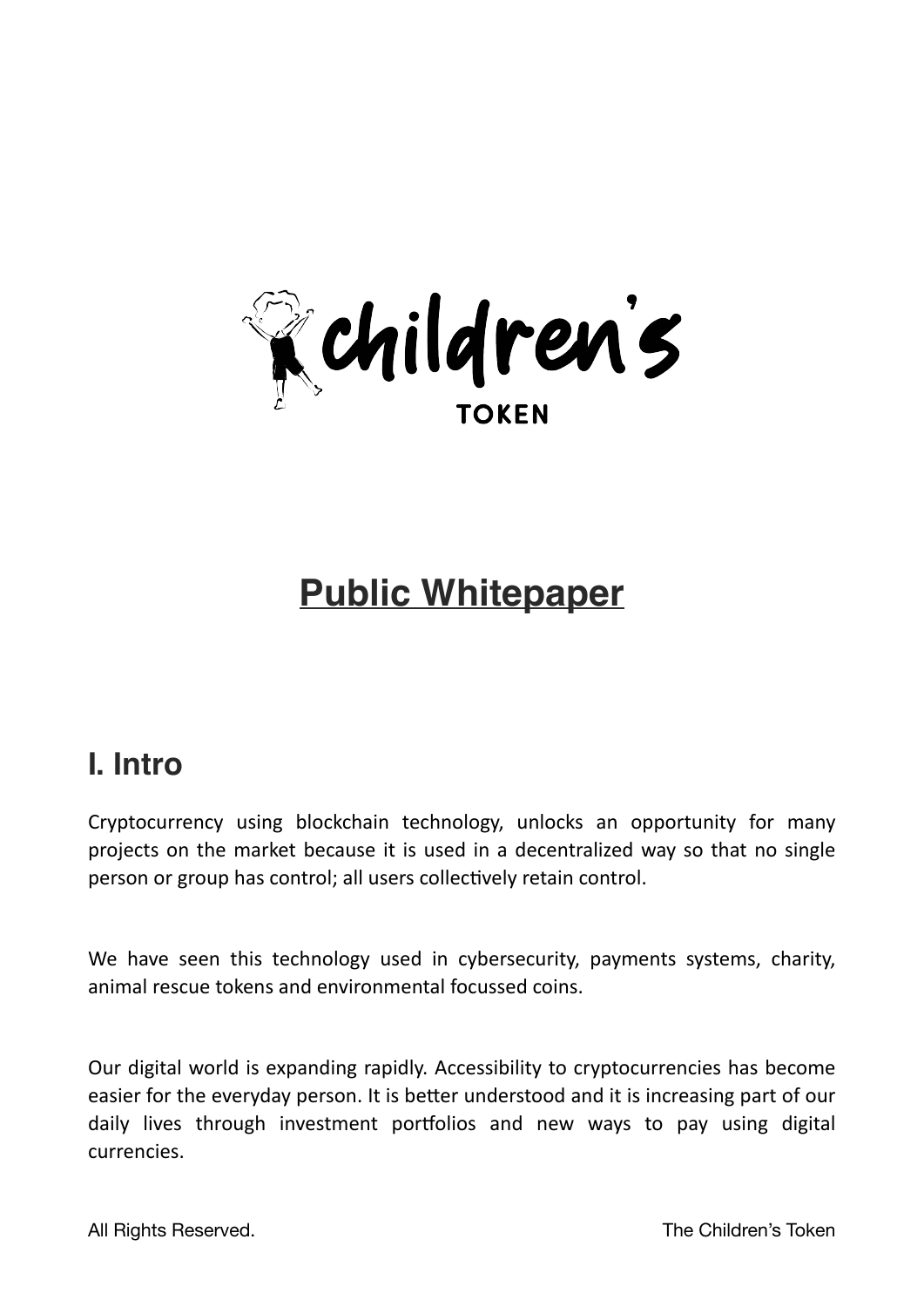children's

TOKEN

# Public Whitepaper

## I. Intro

Cryptocurrency using blockchain technology, unlocks an opportunity for many projects on the market because it is used in a decentralized way so that no single person or group has control; all users collectively retain control.

We have seen this technology used in cybersecurity, payments systems, charity, animal rescue tokens and environmental focussed coins.

Our digital world is expanding rapidly. Accessibility to cryptocurrencies has become easier for the everyday person. It is better understood and it is increasing part of our daily lives through investment portfolios and new ways to pay using digital currencies.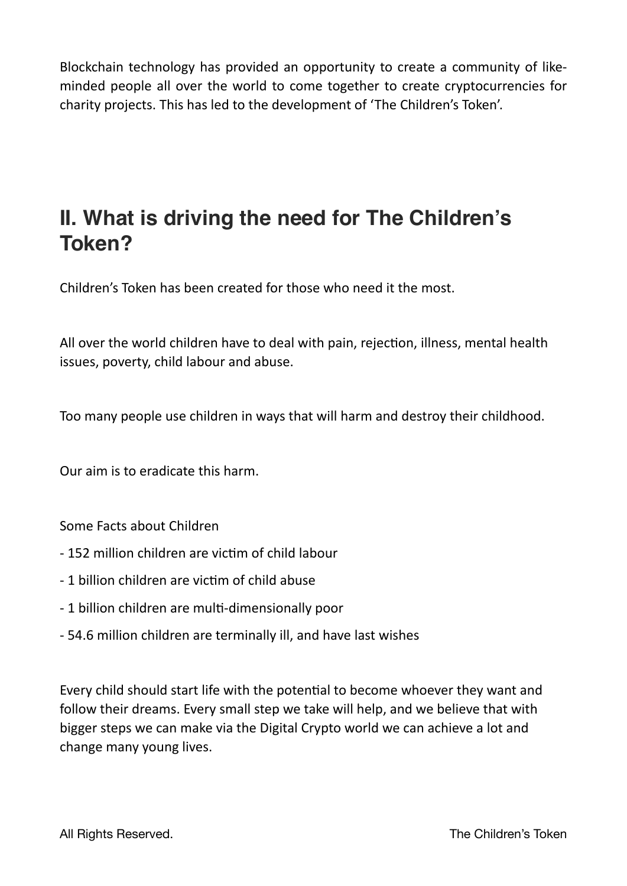Blockchain technology has provided an opportunity to create a community of like-minded people all over the world to come together to create cryptocurrencies for charity projects. This has led to the development of 'The Children's Token'.

## II. What is driving the need for The Children's Token?

Children's Token has been created for those who need it the most.

All over the world children have to deal with pain, rejection, illness, mental health issues, poverty, child labour and abuse.

Too many people use children in ways that will harm and destroy their childhood.

Our aim is to eradicate this harm.

Some Facts about Children

- 152 million children are victim of child labour
- 1 billion children are victim of child abuse
- 1 billion children are multi-dimensionally poor
- 54.6 million children are terminally ill, and have last wishes

Every child should start life with the potential to become whoever they want and follow their dreams. Every small step we take will help, and we believe that with bigger steps we can make via the Digital Crypto world we can achieve a lot and change many young lives.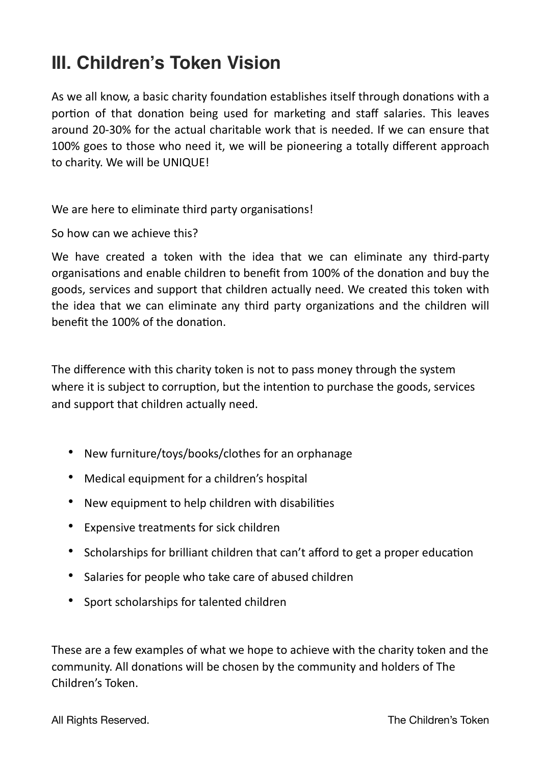# III. Children's Token Vision

As we all know, a basic charity foundation establishes itself through donations with a portion of that donation being used for marketing and staff salaries. This leaves around 20-30% for the actual charitable work that is needed. If we can ensure that 100% goes to those who need it, we will be pioneering a totally different approach to charity. We will be UNIQUE!

We are here to eliminate third party organisations!

So how can we achieve this?

We have created a token with the idea that we can eliminate any third-party organisations and enable children to benefit from 100% of the donation and buy the goods, services and support that children actually need. We created this token with the idea that we can eliminate any third party organizations and the children will benefit the 100% of the donation.

The difference with this charity token is not to pass money through the system where it is subject to corruption, but the intention to purchase the goods, services and support that children actually need.

- New furniture/toys/books/clothes for an orphanage
- Medical equipment for a children's hospital
- New equipment to help children with disabilities
- Expensive treatments for sick children
- Scholarships for brilliant children that can't afford to get a proper education
- Salaries for people who take care of abused children
- Sport scholarships for talented children

These are a few examples of what we hope to achieve with the charity token and the community. All donations will be chosen by the community and holders of The Children's Token.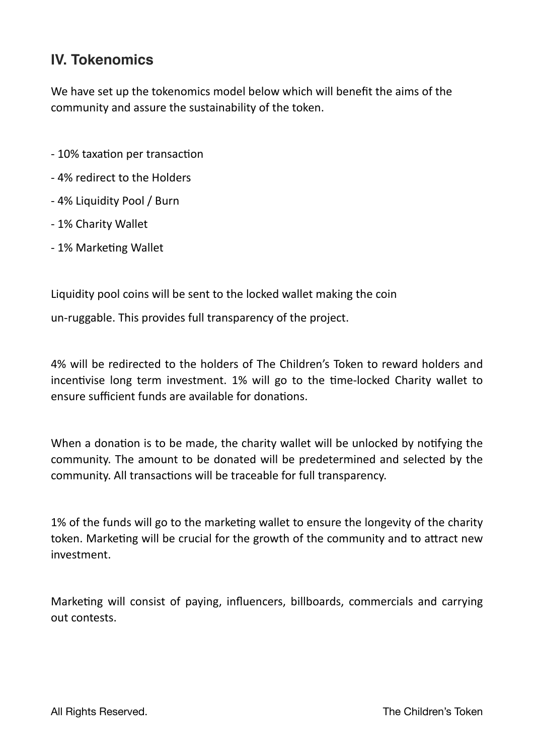## IV. Tokenomics

We have set up the tokenomics model below which will benefit the aims of the community and assure the sustainability of the token.

- 10% taxation per transaction
- 4% redirect to the Holders
- 4% Liquidity Pool / Burn
- 1% Charity Wallet
- 1% Marketing Wallet

Liquidity pool coins will be sent to the locked wallet making the coin

un-ruggable. This provides full transparency of the project.

4% will be redirected to the holders of The Children's Token to reward holders and incentivise long term investment. 1% will go to the time-locked Charity wallet to ensure sufficient funds are available for donations.

When a donation is to be made, the charity wallet will be unlocked by notifying the community. The amount to be donated will be predetermined and selected by the community. All transactions will be traceable for full transparency.

1% of the funds will go to the marketing wallet to ensure the longevity of the charity token. Marketing will be crucial for the growth of the community and to attract new investment.

Marketing will consist of paying, influencers, billboards, commercials and carrying out contests.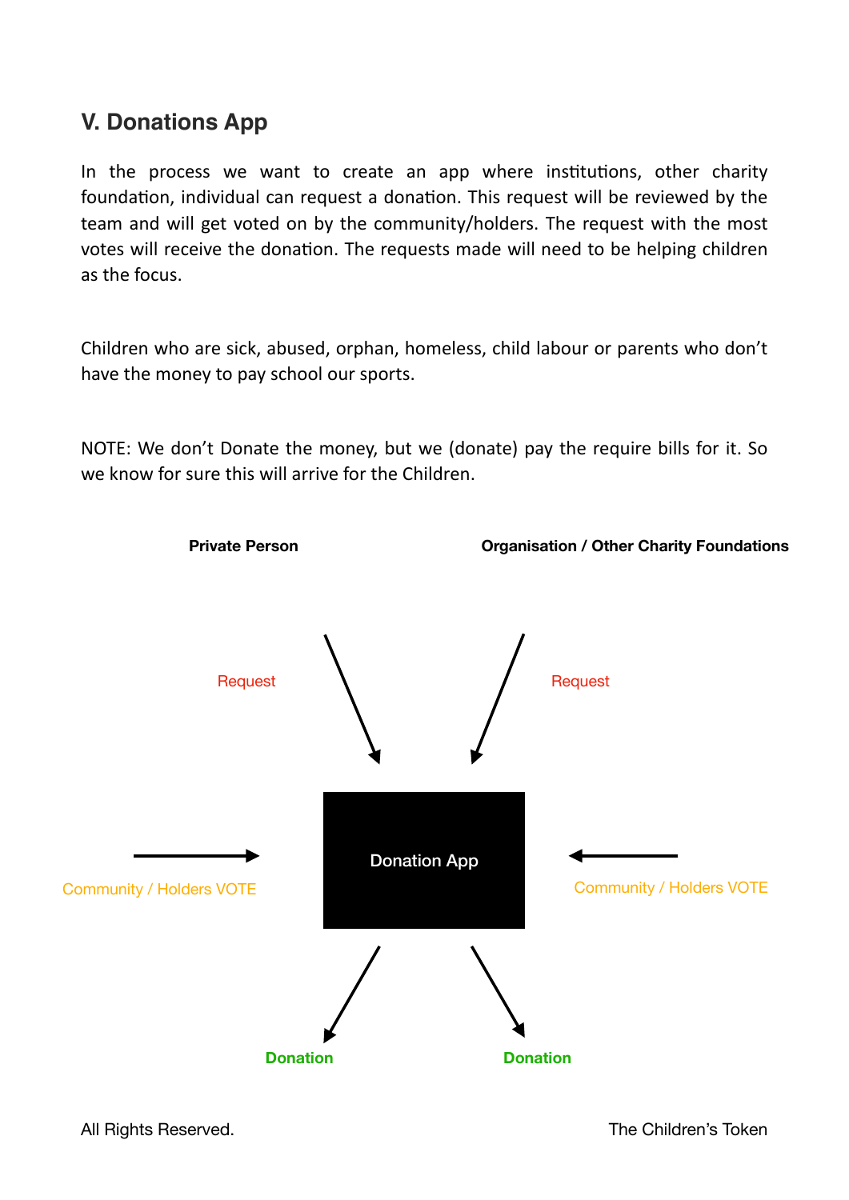## V. Donations App

In the process we want to create an app where institutions, other charity foundation, individual can request a donation. This request will be reviewed by the team and will get voted on by the community/holders. The request with the most votes will receive the donation. The requests made will need to be helping children as the focus.

Children who are sick, abused, orphan, homeless, child labour or parents who don't have the money to pay school our sports.

NOTE: We don't Donate the money, but we (donate) pay the require bills for it. So we know for sure this will arrive for the Children.

**Private Person**

**Organisation / Other Charity Foundations**

Request

Request

Community / Holders VOTE

Donation App

Community / Holders VOTE

**Donation**

**Donation**

All Rights Reserved.

The Children's Token